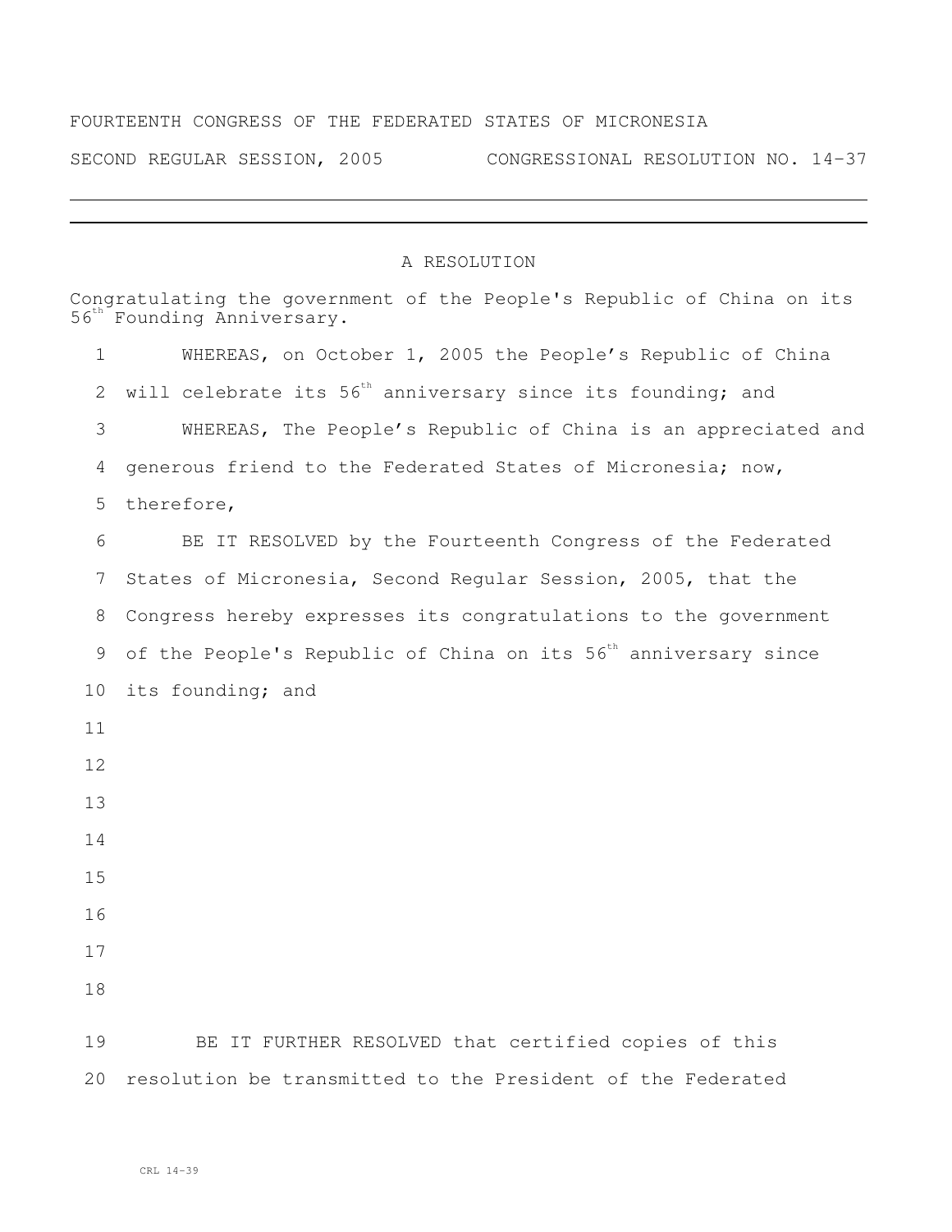FOURTEENTH CONGRESS OF THE FEDERATED STATES OF MICRONESIA

SECOND REGULAR SESSION, 2005 CONGRESSIONAL RESOLUTION NO. 14-37

---

A RESOLUTION

Congratulating the government of the People's Republic of China on its 56th Founding Anniversary.

WHEREAS, on October 1, 2005 the People's Republic of China will celebrate its 56th anniversary since its founding; and

WHEREAS, The People's Republic of China is an appreciated and generous friend to the Federated States of Micronesia; now, therefore,

BE IT RESOLVED by the Fourteenth Congress of the Federated States of Micronesia, Second Regular Session, 2005, that the Congress hereby expresses its congratulations to the government of the People's Republic of China on its 56th anniversary since its founding; and

BE IT FURTHER RESOLVED that certified copies of this resolution be transmitted to the President of the Federated

CRL 14-39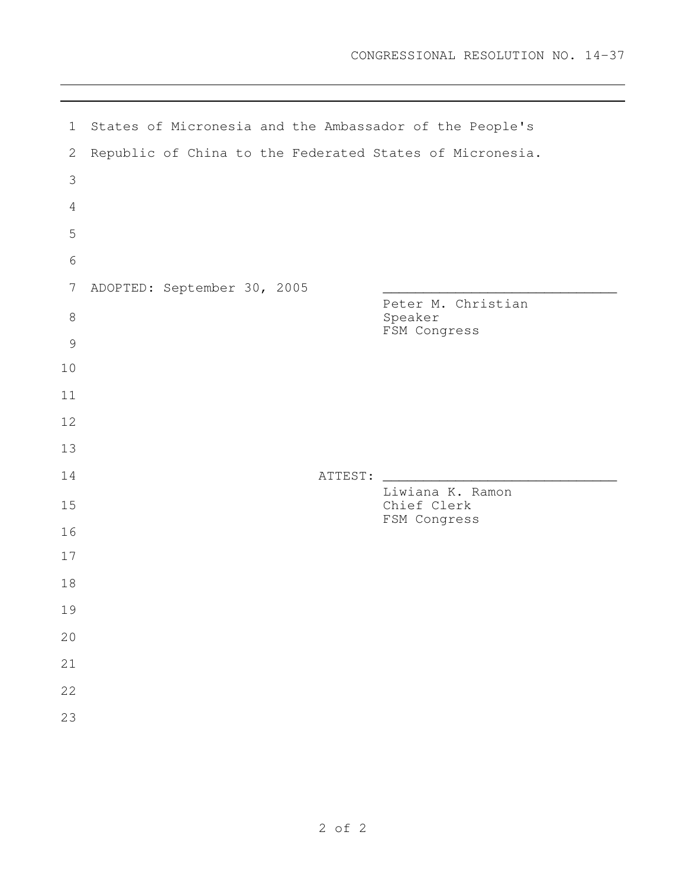States of Micronesia and the Ambassador of the People's Republic of China to the Federated States of Micronesia.

ADOPTED: September 30, 2005

\_\_\_\_\_\_\_\_\_\_\_\_\_\_\_\_\_\_\_\_\_\_\_\_\_\_\_\_\_\_
Peter M. Christian
Speaker
FSM Congress

ATTEST: \_\_\_\_\_\_\_\_\_\_\_\_\_\_\_\_\_\_\_\_\_\_\_\_\_\_\_\_\_\_
Liwiana K. Ramon
Chief Clerk
FSM Congress